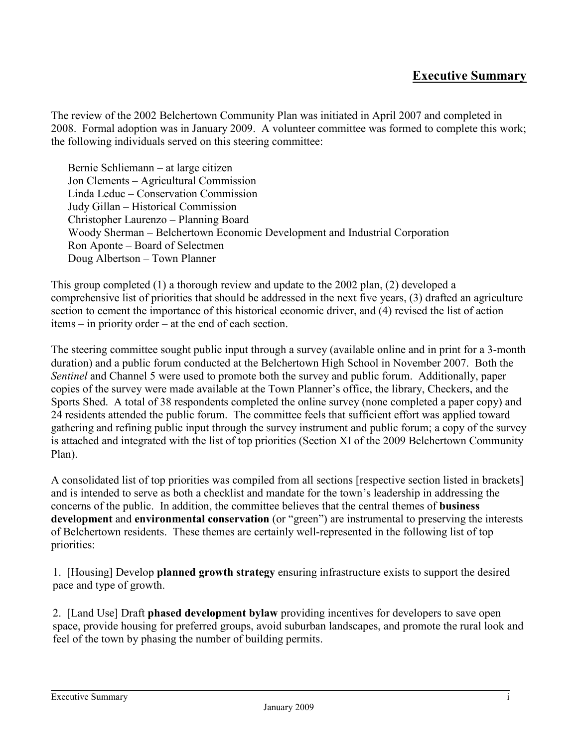# Executive Summary

The review of the 2002 Belchertown Community Plan was initiated in April 2007 and completed in 2008. Formal adoption was in January 2009. A volunteer committee was formed to complete this work; the following individuals served on this steering committee:

Bernie Schliemann – at large citizen
Jon Clements – Agricultural Commission
Linda Leduc – Conservation Commission
Judy Gillan – Historical Commission
Christopher Laurenzo – Planning Board
Woody Sherman – Belchertown Economic Development and Industrial Corporation
Ron Aponte – Board of Selectmen
Doug Albertson – Town Planner

This group completed (1) a thorough review and update to the 2002 plan, (2) developed a comprehensive list of priorities that should be addressed in the next five years, (3) drafted an agriculture section to cement the importance of this historical economic driver, and (4) revised the list of action items – in priority order – at the end of each section.

The steering committee sought public input through a survey (available online and in print for a 3-month duration) and a public forum conducted at the Belchertown High School in November 2007. Both the *Sentinel* and Channel 5 were used to promote both the survey and public forum. Additionally, paper copies of the survey were made available at the Town Planner's office, the library, Checkers, and the Sports Shed. A total of 38 respondents completed the online survey (none completed a paper copy) and 24 residents attended the public forum. The committee feels that sufficient effort was applied toward gathering and refining public input through the survey instrument and public forum; a copy of the survey is attached and integrated with the list of top priorities (Section XI of the 2009 Belchertown Community Plan).

A consolidated list of top priorities was compiled from all sections [respective section listed in brackets] and is intended to serve as both a checklist and mandate for the town's leadership in addressing the concerns of the public. In addition, the committee believes that the central themes of **business development** and **environmental conservation** (or "green") are instrumental to preserving the interests of Belchertown residents. These themes are certainly well-represented in the following list of top priorities:

1. [Housing] Develop **planned growth strategy** ensuring infrastructure exists to support the desired pace and type of growth.

2. [Land Use] Draft **phased development bylaw** providing incentives for developers to save open space, provide housing for preferred groups, avoid suburban landscapes, and promote the rural look and feel of the town by phasing the number of building permits.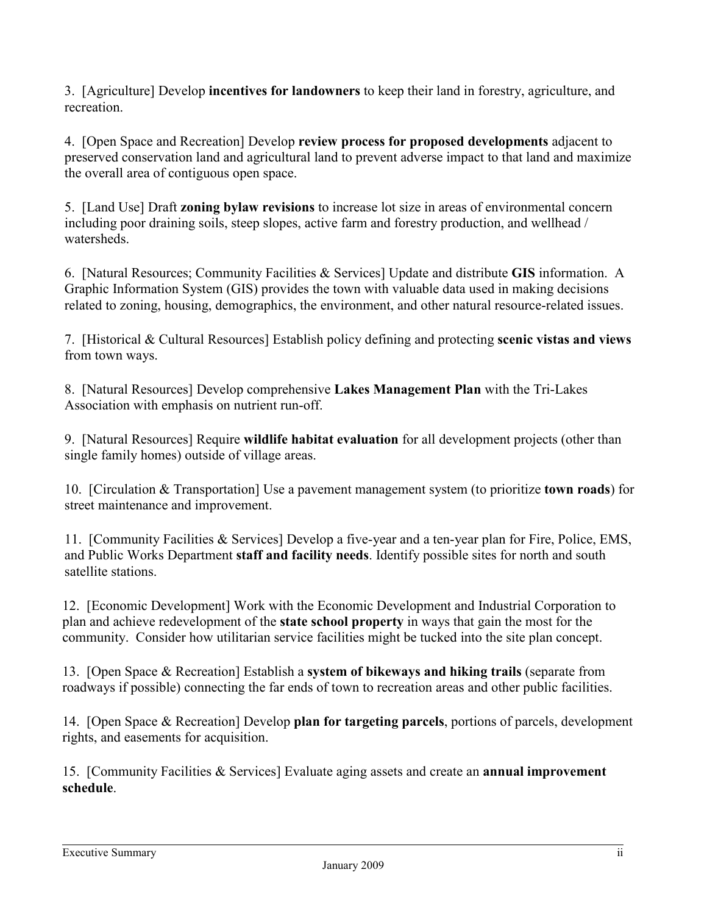3. [Agriculture] Develop **incentives for landowners** to keep their land in forestry, agriculture, and recreation.

4. [Open Space and Recreation] Develop **review process for proposed developments** adjacent to preserved conservation land and agricultural land to prevent adverse impact to that land and maximize the overall area of contiguous open space.

5. [Land Use] Draft **zoning bylaw revisions** to increase lot size in areas of environmental concern including poor draining soils, steep slopes, active farm and forestry production, and wellhead / watersheds.

6. [Natural Resources; Community Facilities & Services] Update and distribute **GIS** information. A Graphic Information System (GIS) provides the town with valuable data used in making decisions related to zoning, housing, demographics, the environment, and other natural resource-related issues.

7. [Historical & Cultural Resources] Establish policy defining and protecting **scenic vistas and views** from town ways.

8. [Natural Resources] Develop comprehensive **Lakes Management Plan** with the Tri-Lakes Association with emphasis on nutrient run-off.

9. [Natural Resources] Require **wildlife habitat evaluation** for all development projects (other than single family homes) outside of village areas.

10. [Circulation & Transportation] Use a pavement management system (to prioritize **town roads**) for street maintenance and improvement.

11. [Community Facilities & Services] Develop a five-year and a ten-year plan for Fire, Police, EMS, and Public Works Department **staff and facility needs**. Identify possible sites for north and south satellite stations.

12. [Economic Development] Work with the Economic Development and Industrial Corporation to plan and achieve redevelopment of the **state school property** in ways that gain the most for the community. Consider how utilitarian service facilities might be tucked into the site plan concept.

13. [Open Space & Recreation] Establish a **system of bikeways and hiking trails** (separate from roadways if possible) connecting the far ends of town to recreation areas and other public facilities.

14. [Open Space & Recreation] Develop **plan for targeting parcels**, portions of parcels, development rights, and easements for acquisition.

15. [Community Facilities & Services] Evaluate aging assets and create an **annual improvement schedule**.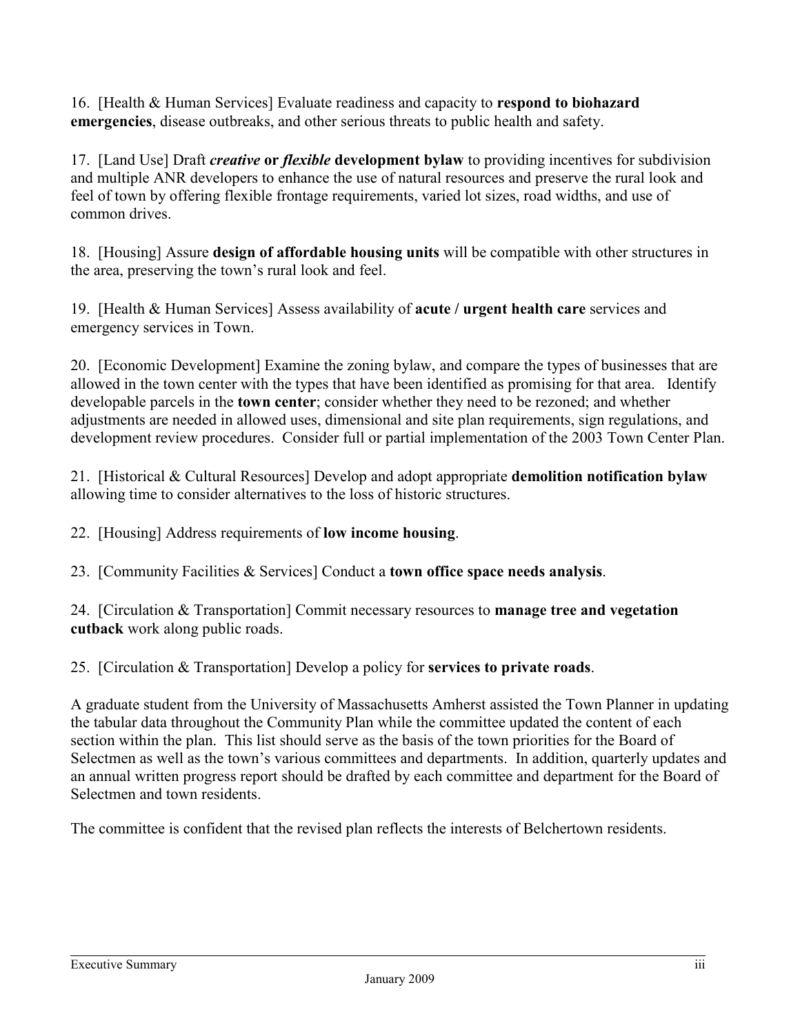16. [Health & Human Services] Evaluate readiness and capacity to **respond to biohazard emergencies**, disease outbreaks, and other serious threats to public health and safety.

17. [Land Use] Draft ***creative* or *flexible* development bylaw** to providing incentives for subdivision and multiple ANR developers to enhance the use of natural resources and preserve the rural look and feel of town by offering flexible frontage requirements, varied lot sizes, road widths, and use of common drives.

18. [Housing] Assure **design of affordable housing units** will be compatible with other structures in the area, preserving the town's rural look and feel.

19. [Health & Human Services] Assess availability of **acute / urgent health care** services and emergency services in Town.

20. [Economic Development] Examine the zoning bylaw, and compare the types of businesses that are allowed in the town center with the types that have been identified as promising for that area. Identify developable parcels in the **town center**; consider whether they need to be rezoned; and whether adjustments are needed in allowed uses, dimensional and site plan requirements, sign regulations, and development review procedures. Consider full or partial implementation of the 2003 Town Center Plan.

21. [Historical & Cultural Resources] Develop and adopt appropriate **demolition notification bylaw** allowing time to consider alternatives to the loss of historic structures.

22. [Housing] Address requirements of **low income housing**.

23. [Community Facilities & Services] Conduct a **town office space needs analysis**.

24. [Circulation & Transportation] Commit necessary resources to **manage tree and vegetation cutback** work along public roads.

25. [Circulation & Transportation] Develop a policy for **services to private roads**.

A graduate student from the University of Massachusetts Amherst assisted the Town Planner in updating the tabular data throughout the Community Plan while the committee updated the content of each section within the plan. This list should serve as the basis of the town priorities for the Board of Selectmen as well as the town's various committees and departments. In addition, quarterly updates and an annual written progress report should be drafted by each committee and department for the Board of Selectmen and town residents.

The committee is confident that the revised plan reflects the interests of Belchertown residents.